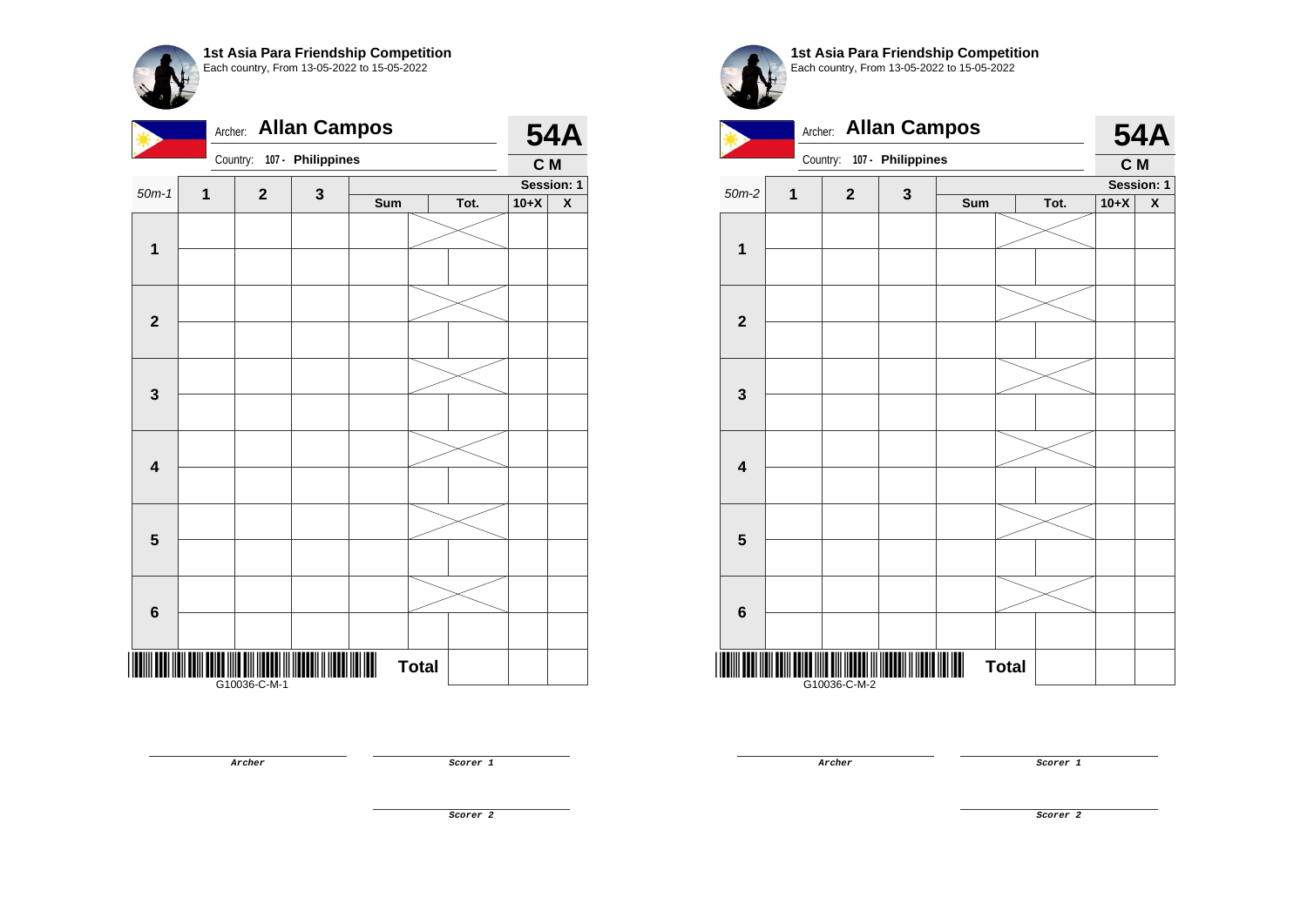**1st Asia Para Friendship Competition**
Each country, From 13-05-2022 to 15-05-2022

Archer: **Allan Campos**
Country: **107 - Philippines**

**54A**
**C M**

| 50m-1 | 1 | 2 | 3 | Sum | Tot. | 10+X | X |
|---|---|---|---|---|---|---|---|
| **1** | | | | | | | |
| | | | | | | | |
| **2** | | | | | | | |
| | | | | | | | |
| **3** | | | | | | | |
| | | | | | | | |
| **4** | | | | | | | |
| | | | | | | | |
| **5** | | | | | | | |
| | | | | | | | |
| **6** | | | | | | | |
| | | | | | | | |
| | | | | **Total** | | | |

Session: 1

G10036-C-M-1

*Archer*

*Scorer 1*

*Scorer 2*

**1st Asia Para Friendship Competition**
Each country, From 13-05-2022 to 15-05-2022

Archer: **Allan Campos**
Country: **107 - Philippines**

**54A**
**C M**

| 50m-2 | 1 | 2 | 3 | Sum | Tot. | 10+X | X |
|---|---|---|---|---|---|---|---|
| **1** | | | | | | | |
| | | | | | | | |
| **2** | | | | | | | |
| | | | | | | | |
| **3** | | | | | | | |
| | | | | | | | |
| **4** | | | | | | | |
| | | | | | | | |
| **5** | | | | | | | |
| | | | | | | | |
| **6** | | | | | | | |
| | | | | | | | |
| | | | | **Total** | | | |

Session: 1

G10036-C-M-2

*Archer*

*Scorer 1*

*Scorer 2*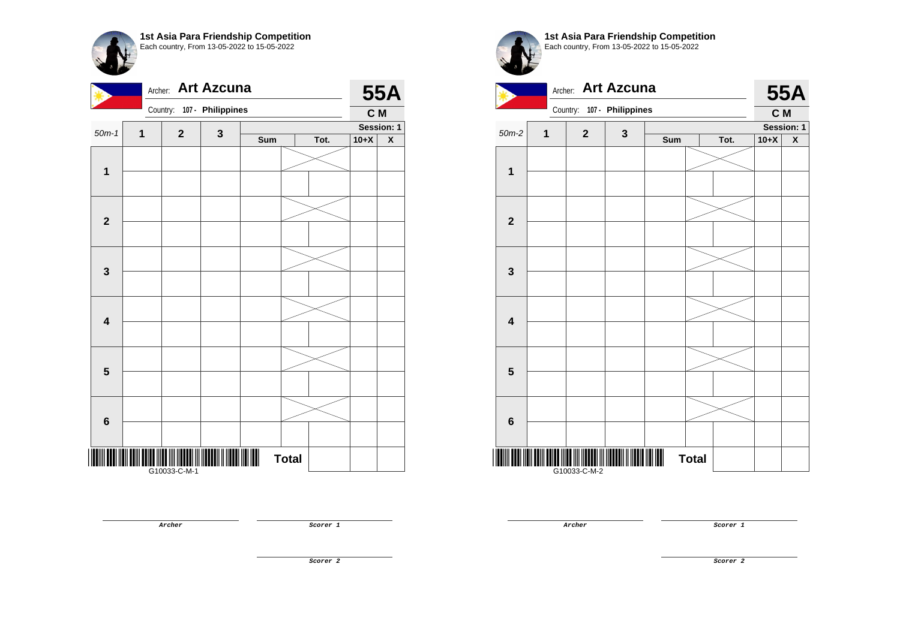## 1st Asia Para Friendship Competition

Each country, From 13-05-2022 to 15-05-2022

Archer: **Art Azcuna** — **55A**

Country: **107 - Philippines** — **C M**

| 50m-1 | 1 | 2 | 3 | Sum | Tot. | | 10+X | X |
|---|---|---|---|---|---|---|---|---|
| 1 | | | | | | | | |
| | | | | | | | | |
| 2 | | | | | | | | |
| | | | | | | | | |
| 3 | | | | | | | | |
| | | | | | | | | |
| 4 | | | | | | | | |
| | | | | | | | | |
| 5 | | | | | | | | |
| | | | | | | | | |
| 6 | | | | | | | | |
| | | | | | | | | |
| | | | | | **Total** | | | |

Session: 1

G10033-C-M-1

Archer

Scorer 1

Scorer 2

## 1st Asia Para Friendship Competition

Each country, From 13-05-2022 to 15-05-2022

Archer: **Art Azcuna** — **55A**

Country: **107 - Philippines** — **C M**

| 50m-2 | 1 | 2 | 3 | Sum | Tot. | | 10+X | X |
|---|---|---|---|---|---|---|---|---|
| 1 | | | | | | | | |
| | | | | | | | | |
| 2 | | | | | | | | |
| | | | | | | | | |
| 3 | | | | | | | | |
| | | | | | | | | |
| 4 | | | | | | | | |
| | | | | | | | | |
| 5 | | | | | | | | |
| | | | | | | | | |
| 6 | | | | | | | | |
| | | | | | | | | |
| | | | | | **Total** | | | |

Session: 1

G10033-C-M-2

Archer

Scorer 1

Scorer 2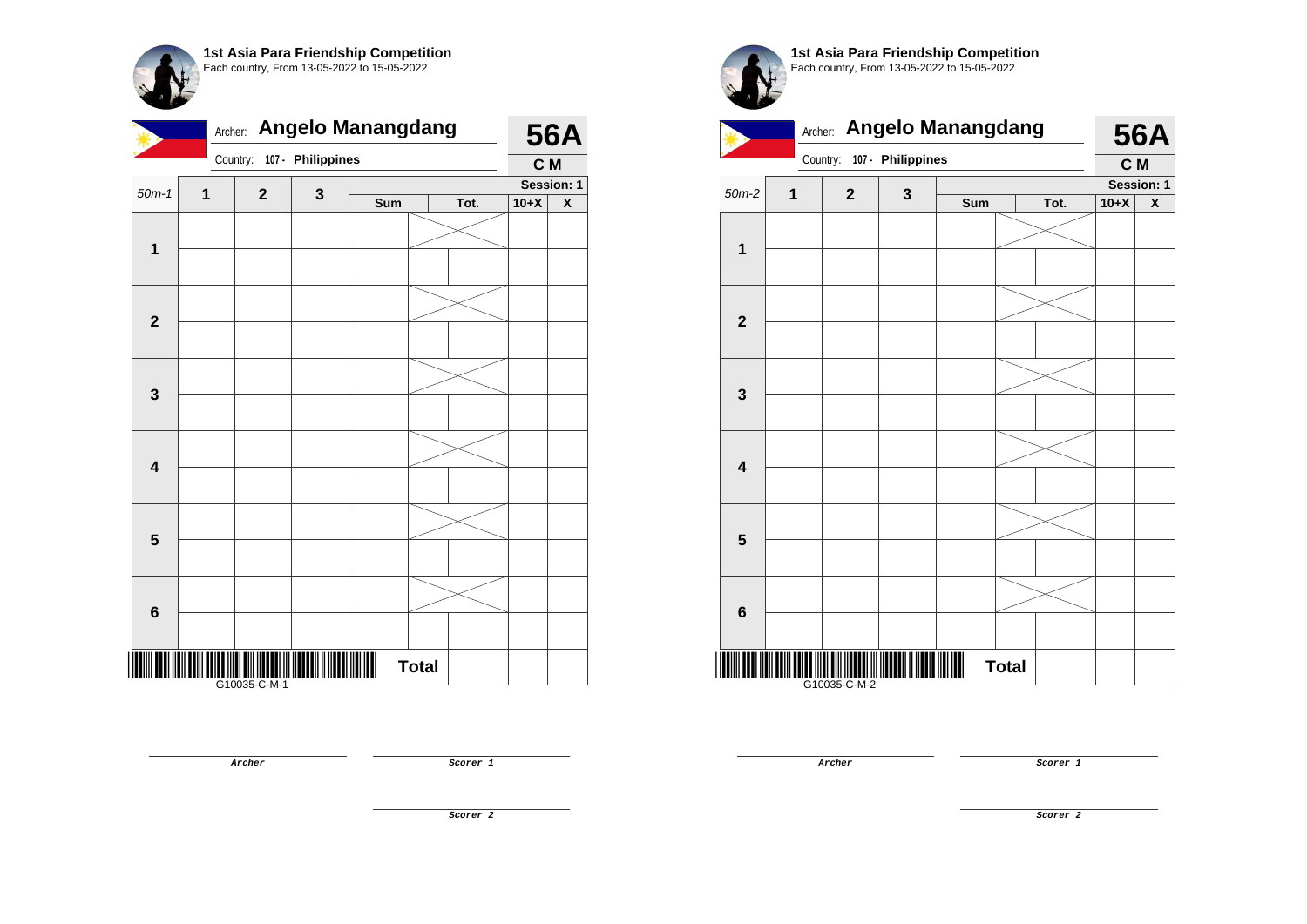**1st Asia Para Friendship Competition**
Each country, From 13-05-2022 to 15-05-2022

Archer: **Angelo Manangdang** **56A**

Country: **107 - Philippines** **C M**

| 50m-1 | 1 | 2 | 3 | Sum | Tot. | | 10+X | X |
|---|---|---|---|---|---|---|---|---|
| | | | | | | | Session: 1 | |
| 1 | | | | | | | | |
| | | | | | | | | |
| 2 | | | | | | | | |
| | | | | | | | | |
| 3 | | | | | | | | |
| | | | | | | | | |
| 4 | | | | | | | | |
| | | | | | | | | |
| 5 | | | | | | | | |
| | | | | | | | | |
| 6 | | | | | | | | |
| | | | | | | | | |
| | | | | | **Total** | | | |

G10035-C-M-1

*Archer*

*Scorer 1*

*Scorer 2*

**1st Asia Para Friendship Competition**
Each country, From 13-05-2022 to 15-05-2022

Archer: **Angelo Manangdang** **56A**

Country: **107 - Philippines** **C M**

| 50m-2 | 1 | 2 | 3 | Sum | Tot. | | 10+X | X |
|---|---|---|---|---|---|---|---|---|
| | | | | | | | Session: 1 | |
| 1 | | | | | | | | |
| | | | | | | | | |
| 2 | | | | | | | | |
| | | | | | | | | |
| 3 | | | | | | | | |
| | | | | | | | | |
| 4 | | | | | | | | |
| | | | | | | | | |
| 5 | | | | | | | | |
| | | | | | | | | |
| 6 | | | | | | | | |
| | | | | | | | | |
| | | | | | **Total** | | | |

G10035-C-M-2

*Archer*

*Scorer 1*

*Scorer 2*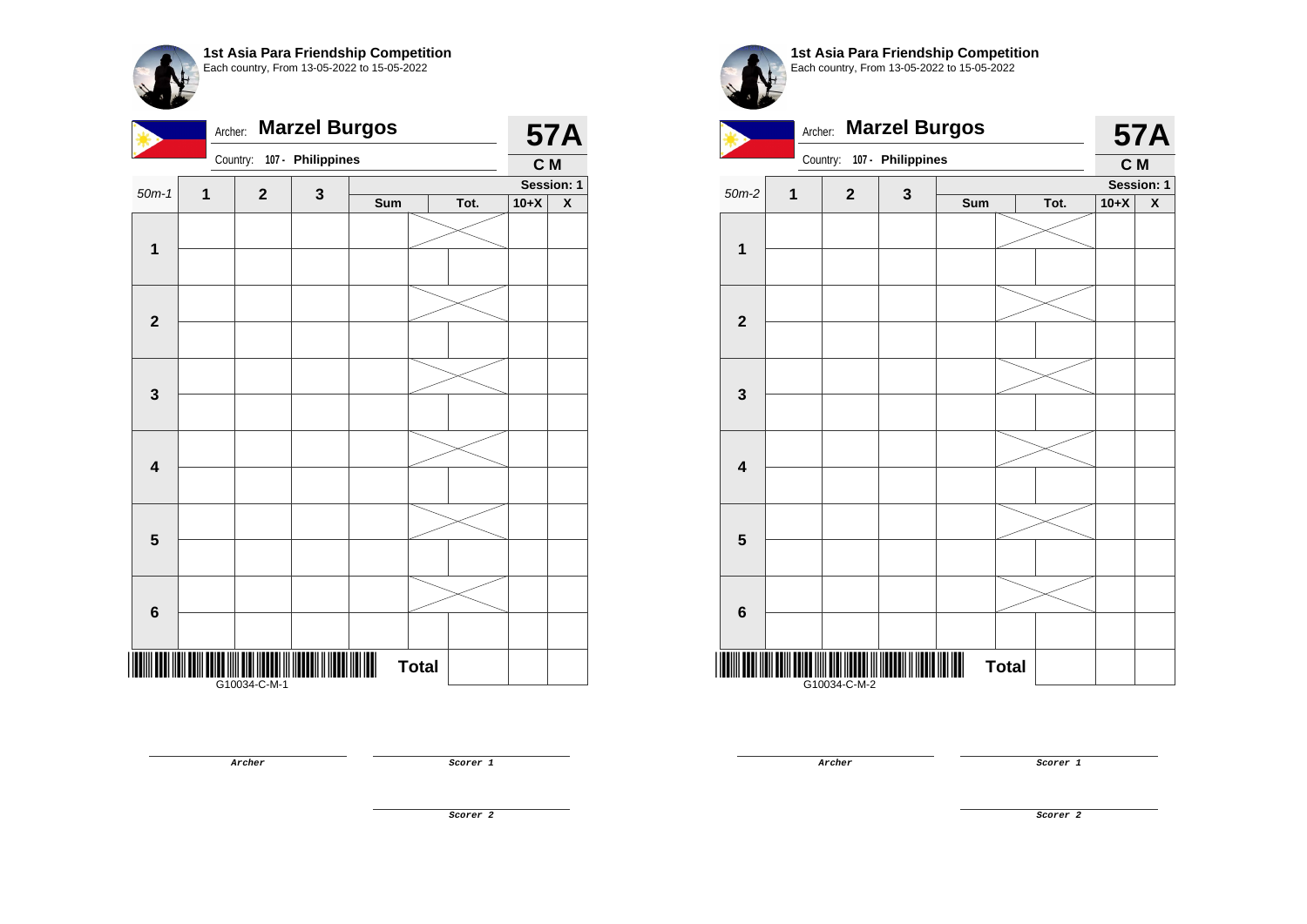**1st Asia Para Friendship Competition**
Each country, From 13-05-2022 to 15-05-2022

Archer: **Marzel Burgos**
Country: **107 - Philippines**

**57A**
**C M**

| 50m-1 | 1 | 2 | 3 | Sum | Tot. | | 10+X | X |
|---|---|---|---|---|---|---|---|---|
| | | | | | | | Session: 1 | |
| **1** | | | | | | | | |
| | | | | | | | | |
| **2** | | | | | | | | |
| | | | | | | | | |
| **3** | | | | | | | | |
| | | | | | | | | |
| **4** | | | | | | | | |
| | | | | | | | | |
| **5** | | | | | | | | |
| | | | | | | | | |
| **6** | | | | | | | | |
| | | | | | | | | |
| | | | | **Total** | | | | |

G10034-C-M-1

*Archer* | *Scorer 1* | *Scorer 2*

**1st Asia Para Friendship Competition**
Each country, From 13-05-2022 to 15-05-2022

Archer: **Marzel Burgos**
Country: **107 - Philippines**

**57A**
**C M**

| 50m-2 | 1 | 2 | 3 | Sum | Tot. | | 10+X | X |
|---|---|---|---|---|---|---|---|---|
| | | | | | | | Session: 1 | |
| **1** | | | | | | | | |
| | | | | | | | | |
| **2** | | | | | | | | |
| | | | | | | | | |
| **3** | | | | | | | | |
| | | | | | | | | |
| **4** | | | | | | | | |
| | | | | | | | | |
| **5** | | | | | | | | |
| | | | | | | | | |
| **6** | | | | | | | | |
| | | | | | | | | |
| | | | | **Total** | | | | |

G10034-C-M-2

*Archer* | *Scorer 1* | *Scorer 2*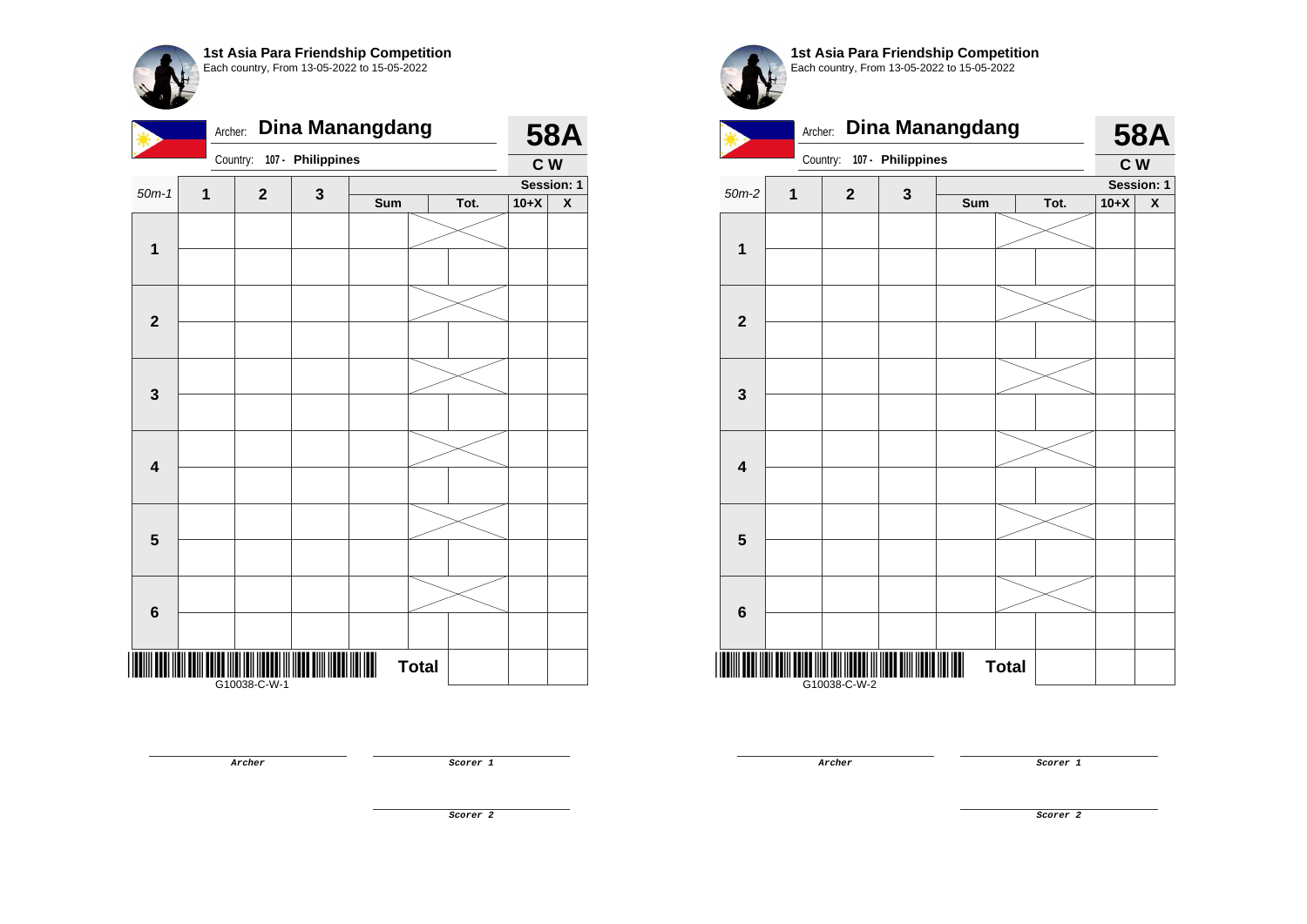## 1st Asia Para Friendship Competition
Each country, From 13-05-2022 to 15-05-2022

Archer: **Dina Manangdang** — **58A**

Country: 107 - Philippines — **C W**

| 50m-1 | 1 | 2 | 3 | Sum | Tot. | 10+X | X |
|---|---|---|---|---|---|---|---|
| | | | | | | | Session: 1 |
| 1 | | | | | | | |
| | | | | | | | |
| 2 | | | | | | | |
| | | | | | | | |
| 3 | | | | | | | |
| | | | | | | | |
| 4 | | | | | | | |
| | | | | | | | |
| 5 | | | | | | | |
| | | | | | | | |
| 6 | | | | | | | |
| | | | | | | | |
| | | | | **Total** | | | |

G10038-C-W-1

Archer

Scorer 1

Scorer 2

## 1st Asia Para Friendship Competition
Each country, From 13-05-2022 to 15-05-2022

Archer: **Dina Manangdang** — **58A**

Country: 107 - Philippines — **C W**

| 50m-2 | 1 | 2 | 3 | Sum | Tot. | 10+X | X |
|---|---|---|---|---|---|---|---|
| | | | | | | | Session: 1 |
| 1 | | | | | | | |
| | | | | | | | |
| 2 | | | | | | | |
| | | | | | | | |
| 3 | | | | | | | |
| | | | | | | | |
| 4 | | | | | | | |
| | | | | | | | |
| 5 | | | | | | | |
| | | | | | | | |
| 6 | | | | | | | |
| | | | | | | | |
| | | | | **Total** | | | |

G10038-C-W-2

Archer

Scorer 1

Scorer 2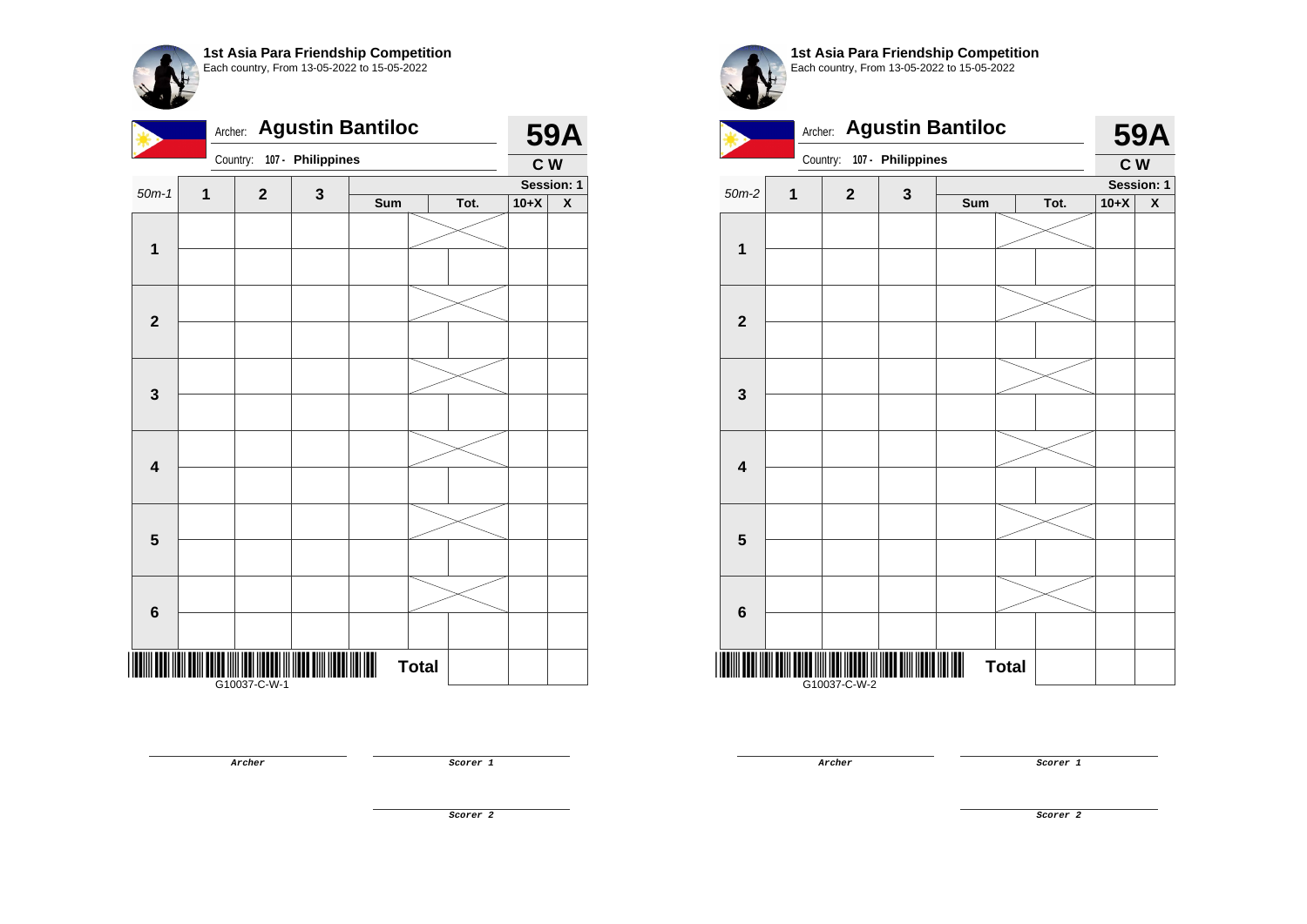**1st Asia Para Friendship Competition**
Each country, From 13-05-2022 to 15-05-2022

Archer: **Agustin Bantiloc**

Country: **107 - Philippines**

**59A**

**C W**

| 50m-1 | 1 | 2 | 3 | Sum | Tot. | 10+X | X |
|---|---|---|---|---|---|---|---|
| | | | | | | **Session: 1** | |
| **1** | | | | | | | |
| | | | | | | | |
| **2** | | | | | | | |
| | | | | | | | |
| **3** | | | | | | | |
| | | | | | | | |
| **4** | | | | | | | |
| | | | | | | | |
| **5** | | | | | | | |
| | | | | | | | |
| **6** | | | | | | | |
| | | | | | | | |
| | | | | **Total** | | | |

G10037-C-W-1

*Archer*

*Scorer 1*

*Scorer 2*

**1st Asia Para Friendship Competition**
Each country, From 13-05-2022 to 15-05-2022

Archer: **Agustin Bantiloc**

Country: **107 - Philippines**

**59A**

**C W**

| 50m-2 | 1 | 2 | 3 | Sum | Tot. | 10+X | X |
|---|---|---|---|---|---|---|---|
| | | | | | | **Session: 1** | |
| **1** | | | | | | | |
| | | | | | | | |
| **2** | | | | | | | |
| | | | | | | | |
| **3** | | | | | | | |
| | | | | | | | |
| **4** | | | | | | | |
| | | | | | | | |
| **5** | | | | | | | |
| | | | | | | | |
| **6** | | | | | | | |
| | | | | | | | |
| | | | | **Total** | | | |

G10037-C-W-2

*Archer*

*Scorer 1*

*Scorer 2*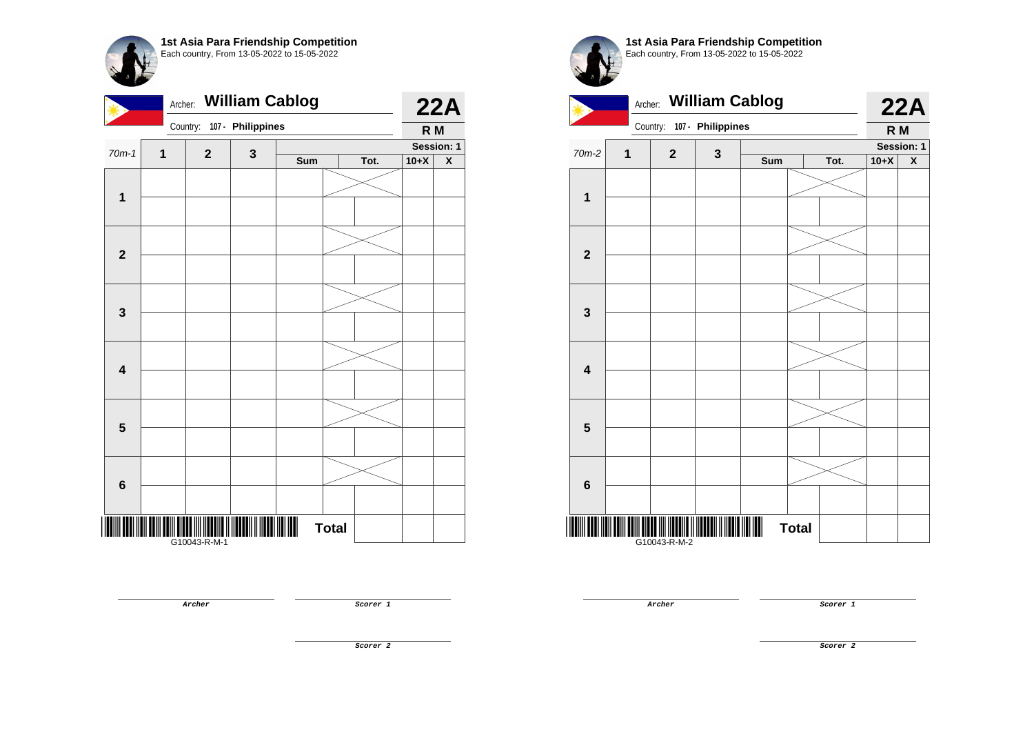**1st Asia Para Friendship Competition**
Each country, From 13-05-2022 to 15-05-2022

Archer: **William Cablog** — **22A**

Country: **107 - Philippines** — **R M**

| 70m-1 | 1 | 2 | 3 | Sum | Tot. | 10+X | X |
|---|---|---|---|---|---|---|---|
| | | | | | | Session: 1 | |
| 1 | | | | | | | |
| | | | | | | | |
| 2 | | | | | | | |
| | | | | | | | |
| 3 | | | | | | | |
| | | | | | | | |
| 4 | | | | | | | |
| | | | | | | | |
| 5 | | | | | | | |
| | | | | | | | |
| 6 | | | | | | | |
| | | | | | | | |
| | | | | **Total** | | | |

G10043-R-M-1

Archer

Scorer 1

Scorer 2

**1st Asia Para Friendship Competition**
Each country, From 13-05-2022 to 15-05-2022

Archer: **William Cablog** — **22A**

Country: **107 - Philippines** — **R M**

| 70m-2 | 1 | 2 | 3 | Sum | Tot. | 10+X | X |
|---|---|---|---|---|---|---|---|
| | | | | | | Session: 1 | |
| 1 | | | | | | | |
| | | | | | | | |
| 2 | | | | | | | |
| | | | | | | | |
| 3 | | | | | | | |
| | | | | | | | |
| 4 | | | | | | | |
| | | | | | | | |
| 5 | | | | | | | |
| | | | | | | | |
| 6 | | | | | | | |
| | | | | | | | |
| | | | | **Total** | | | |

G10043-R-M-2

Archer

Scorer 1

Scorer 2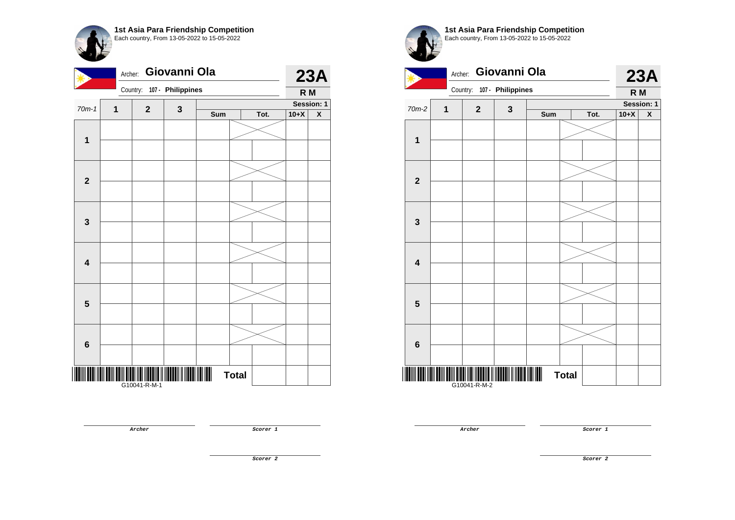**1st Asia Para Friendship Competition**
Each country, From 13-05-2022 to 15-05-2022

Archer: **Giovanni Ola**
Country: 107 - **Philippines**

**23A**
**R M**

| 70m-1 | 1 | 2 | 3 | Sum | Tot. | | 10+X | X |
|---|---|---|---|---|---|---|---|---|
| | | | | | | | | Session: 1 |
| **1** | | | | | | | | |
| | | | | | | | | |
| **2** | | | | | | | | |
| | | | | | | | | |
| **3** | | | | | | | | |
| | | | | | | | | |
| **4** | | | | | | | | |
| | | | | | | | | |
| **5** | | | | | | | | |
| | | | | | | | | |
| **6** | | | | | | | | |
| | | | | | | | | |
| | | | | **Total** | | | | |

G10041-R-M-1

*Archer*

*Scorer 1*

*Scorer 2*

**1st Asia Para Friendship Competition**
Each country, From 13-05-2022 to 15-05-2022

Archer: **Giovanni Ola**
Country: 107 - **Philippines**

**23A**
**R M**

| 70m-2 | 1 | 2 | 3 | Sum | Tot. | | 10+X | X |
|---|---|---|---|---|---|---|---|---|
| | | | | | | | | Session: 1 |
| **1** | | | | | | | | |
| | | | | | | | | |
| **2** | | | | | | | | |
| | | | | | | | | |
| **3** | | | | | | | | |
| | | | | | | | | |
| **4** | | | | | | | | |
| | | | | | | | | |
| **5** | | | | | | | | |
| | | | | | | | | |
| **6** | | | | | | | | |
| | | | | | | | | |
| | | | | **Total** | | | | |

G10041-R-M-2

*Archer*

*Scorer 1*

*Scorer 2*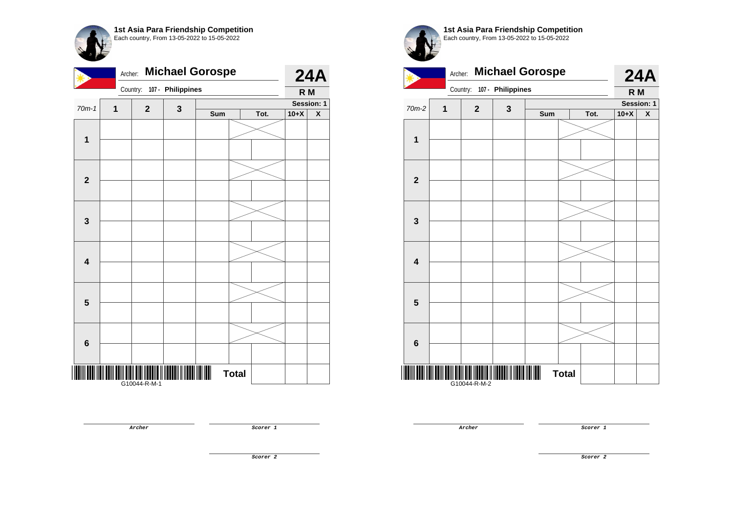**1st Asia Para Friendship Competition**
Each country, From 13-05-2022 to 15-05-2022

Archer: **Michael Gorospe**
Country: **107 - Philippines**

**24A**
**R M**

| 70m-1 | 1 | 2 | 3 | Sum | Tot. | 10+X | X |
|---|---|---|---|---|---|---|---|
| | | | | | | | Session: 1 |
| 1 | | | | | | | |
| | | | | | | | |
| 2 | | | | | | | |
| | | | | | | | |
| 3 | | | | | | | |
| | | | | | | | |
| 4 | | | | | | | |
| | | | | | | | |
| 5 | | | | | | | |
| | | | | | | | |
| 6 | | | | | | | |
| | | | | | | | |
| | | | | Total | | | |

G10044-R-M-1

*Archer*

*Scorer 1*

*Scorer 2*

**1st Asia Para Friendship Competition**
Each country, From 13-05-2022 to 15-05-2022

Archer: **Michael Gorospe**
Country: **107 - Philippines**

**24A**
**R M**

| 70m-2 | 1 | 2 | 3 | Sum | Tot. | 10+X | X |
|---|---|---|---|---|---|---|---|
| | | | | | | | Session: 1 |
| 1 | | | | | | | |
| | | | | | | | |
| 2 | | | | | | | |
| | | | | | | | |
| 3 | | | | | | | |
| | | | | | | | |
| 4 | | | | | | | |
| | | | | | | | |
| 5 | | | | | | | |
| | | | | | | | |
| 6 | | | | | | | |
| | | | | | | | |
| | | | | Total | | | |

G10044-R-M-2

*Archer*

*Scorer 1*

*Scorer 2*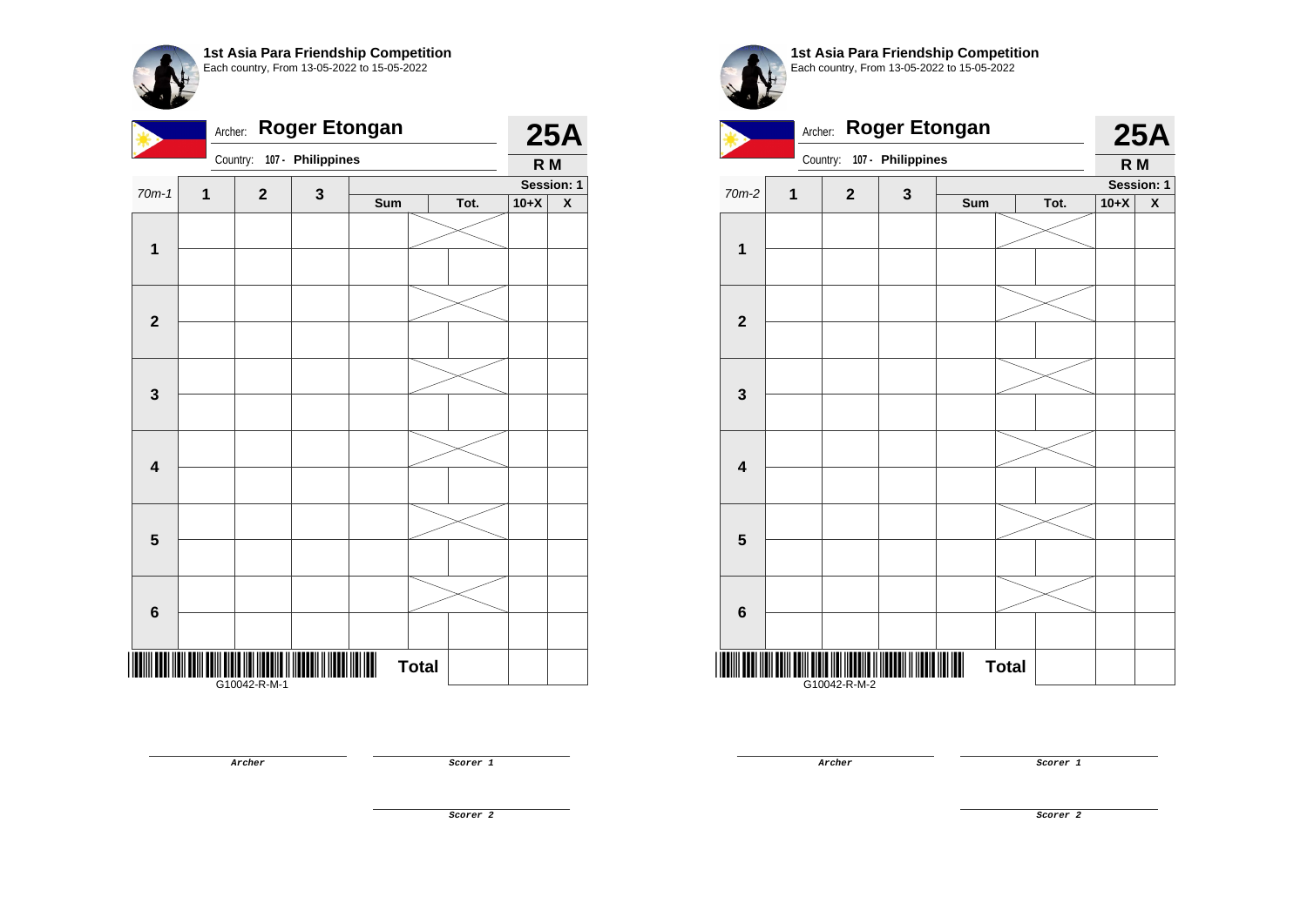**1st Asia Para Friendship Competition**
Each country, From 13-05-2022 to 15-05-2022

Archer: **Roger Etongan**
Country: 107 - Philippines

**25A**
**R M**

| 70m-1 | 1 | 2 | 3 | Sum | Tot. | 10+X | X |
|---|---|---|---|---|---|---|---|
| | | | | | | **Session: 1** | |
| 1 | | | | | | | |
| | | | | | | | |
| 2 | | | | | | | |
| | | | | | | | |
| 3 | | | | | | | |
| | | | | | | | |
| 4 | | | | | | | |
| | | | | | | | |
| 5 | | | | | | | |
| | | | | | | | |
| 6 | | | | | | | |
| | | | | | | | |
| | | | | **Total** | | | |

G10042-R-M-1

Archer

Scorer 1

Scorer 2

**1st Asia Para Friendship Competition**
Each country, From 13-05-2022 to 15-05-2022

Archer: **Roger Etongan**
Country: 107 - Philippines

**25A**
**R M**

| 70m-2 | 1 | 2 | 3 | Sum | Tot. | 10+X | X |
|---|---|---|---|---|---|---|---|
| | | | | | | **Session: 1** | |
| 1 | | | | | | | |
| | | | | | | | |
| 2 | | | | | | | |
| | | | | | | | |
| 3 | | | | | | | |
| | | | | | | | |
| 4 | | | | | | | |
| | | | | | | | |
| 5 | | | | | | | |
| | | | | | | | |
| 6 | | | | | | | |
| | | | | | | | |
| | | | | **Total** | | | |

G10042-R-M-2

Archer

Scorer 1

Scorer 2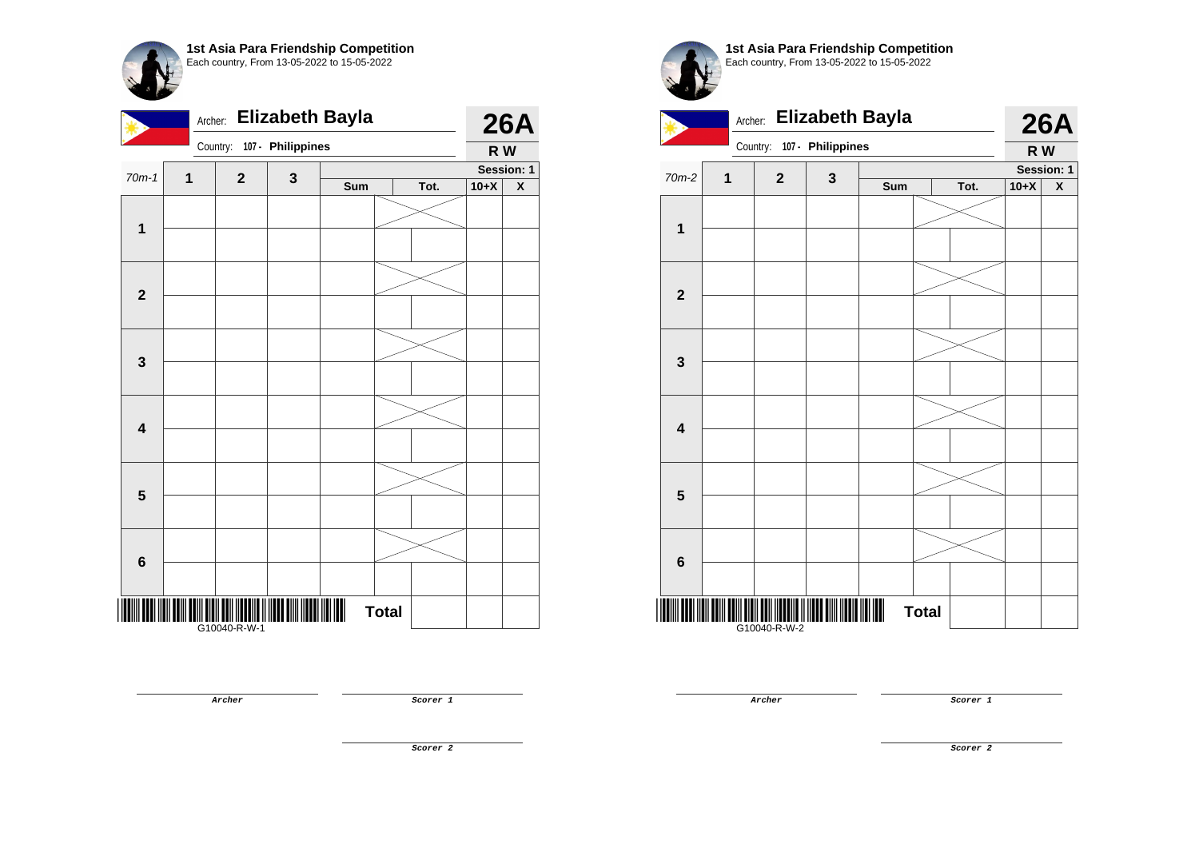**1st Asia Para Friendship Competition**
Each country, From 13-05-2022 to 15-05-2022

Archer: **Elizabeth Bayla**
Country: **107 - Philippines**

**26A**
**R W**

| 70m-1 | 1 | 2 | 3 | Sum | | Tot. | 10+X | X |
|---|---|---|---|---|---|---|---|---|
| | | | | | | | **Session: 1** | |
| **1** | | | | | | | | |
| | | | | | | | | |
| **2** | | | | | | | | |
| | | | | | | | | |
| **3** | | | | | | | | |
| | | | | | | | | |
| **4** | | | | | | | | |
| | | | | | | | | |
| **5** | | | | | | | | |
| | | | | | | | | |
| **6** | | | | | | | | |
| | | | | | | | | |
| | | | | | **Total** | | | |

G10040-R-W-1

*Archer*

*Scorer 1*

*Scorer 2*

**1st Asia Para Friendship Competition**
Each country, From 13-05-2022 to 15-05-2022

Archer: **Elizabeth Bayla**
Country: **107 - Philippines**

**26A**
**R W**

| 70m-2 | 1 | 2 | 3 | Sum | | Tot. | 10+X | X |
|---|---|---|---|---|---|---|---|---|
| | | | | | | | **Session: 1** | |
| **1** | | | | | | | | |
| | | | | | | | | |
| **2** | | | | | | | | |
| | | | | | | | | |
| **3** | | | | | | | | |
| | | | | | | | | |
| **4** | | | | | | | | |
| | | | | | | | | |
| **5** | | | | | | | | |
| | | | | | | | | |
| **6** | | | | | | | | |
| | | | | | | | | |
| | | | | | **Total** | | | |

G10040-R-W-2

*Archer*

*Scorer 1*

*Scorer 2*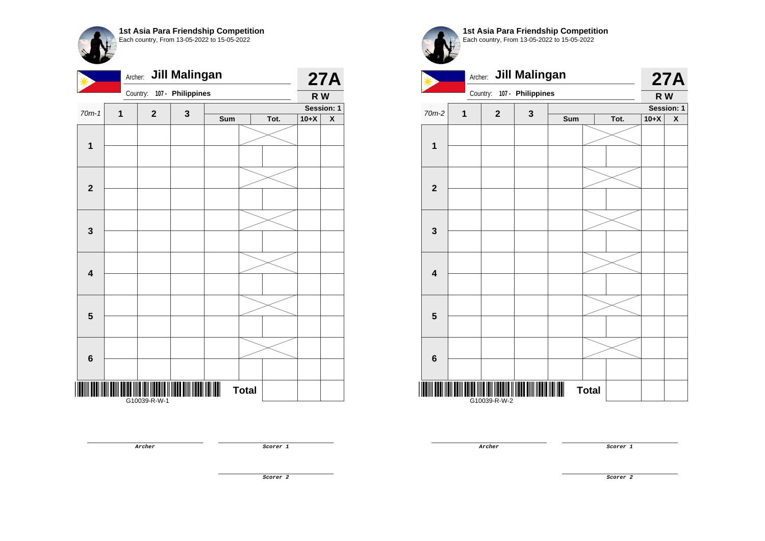**1st Asia Para Friendship Competition**
Each country, From 13-05-2022 to 15-05-2022

Archer: **Jill Malingan**
Country: **107 - Philippines**

**27A**
**R W**

| 70m-1 | 1 | 2 | 3 | Sum | Tot. | 10+X | X |
|---|---|---|---|---|---|---|---|
| **1** | | | | | | | |
| | | | | | | | |
| **2** | | | | | | | |
| | | | | | | | |
| **3** | | | | | | | |
| | | | | | | | |
| **4** | | | | | | | |
| | | | | | | | |
| **5** | | | | | | | |
| | | | | | | | |
| **6** | | | | | | | |
| | | | | | | | |
| | | | | **Total** | | | |

Session: 1

G10039-R-W-1

*Archer* *Scorer 1*

*Scorer 2*

**1st Asia Para Friendship Competition**
Each country, From 13-05-2022 to 15-05-2022

Archer: **Jill Malingan**
Country: **107 - Philippines**

**27A**
**R W**

| 70m-2 | 1 | 2 | 3 | Sum | Tot. | 10+X | X |
|---|---|---|---|---|---|---|---|
| **1** | | | | | | | |
| | | | | | | | |
| **2** | | | | | | | |
| | | | | | | | |
| **3** | | | | | | | |
| | | | | | | | |
| **4** | | | | | | | |
| | | | | | | | |
| **5** | | | | | | | |
| | | | | | | | |
| **6** | | | | | | | |
| | | | | | | | |
| | | | | **Total** | | | |

Session: 1

G10039-R-W-2

*Archer* *Scorer 1*

*Scorer 2*